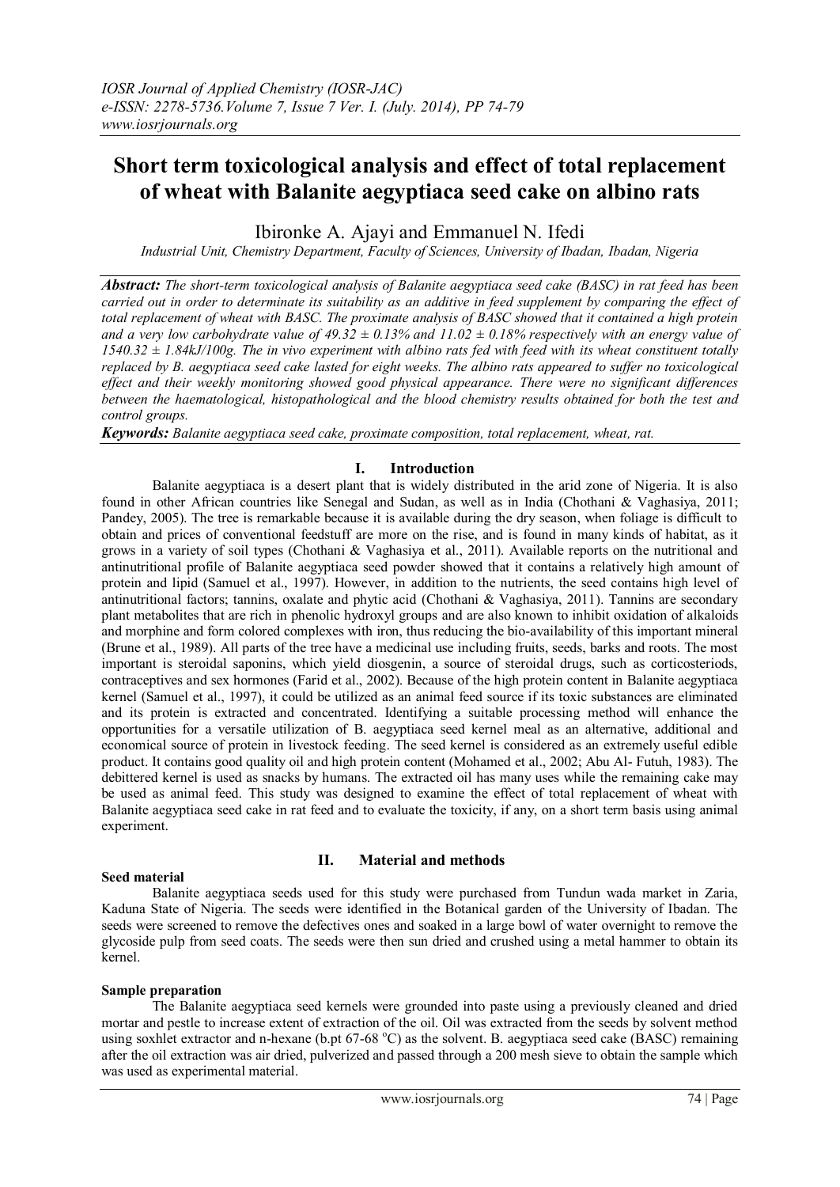# Short term toxicological analysis and effect of total replacement of wheat with Balanite aegyptiaca seed cake on albino rats

Ibironke A. Ajayi and Emmanuel N. Ifedi

*Industrial Unit, Chemistry Department, Faculty of Sciences, University of Ibadan, Ibadan, Nigeria*

***Abstract:*** *The short-term toxicological analysis of Balanite aegyptiaca seed cake (BASC) in rat feed has been carried out in order to determinate its suitability as an additive in feed supplement by comparing the effect of total replacement of wheat with BASC. The proximate analysis of BASC showed that it contained a high protein and a very low carbohydrate value of 49.32 ± 0.13% and 11.02 ± 0.18% respectively with an energy value of 1540.32 ± 1.84kJ/100g. The in vivo experiment with albino rats fed with feed with its wheat constituent totally replaced by B. aegyptiaca seed cake lasted for eight weeks. The albino rats appeared to suffer no toxicological effect and their weekly monitoring showed good physical appearance. There were no significant differences between the haematological, histopathological and the blood chemistry results obtained for both the test and control groups.*

***Keywords:*** *Balanite aegyptiaca seed cake, proximate composition, total replacement, wheat, rat.*

## I. Introduction

Balanite aegyptiaca is a desert plant that is widely distributed in the arid zone of Nigeria. It is also found in other African countries like Senegal and Sudan, as well as in India (Chothani & Vaghasiya, 2011; Pandey, 2005). The tree is remarkable because it is available during the dry season, when foliage is difficult to obtain and prices of conventional feedstuff are more on the rise, and is found in many kinds of habitat, as it grows in a variety of soil types (Chothani & Vaghasiya et al., 2011). Available reports on the nutritional and antinutritional profile of Balanite aegyptiaca seed powder showed that it contains a relatively high amount of protein and lipid (Samuel et al., 1997). However, in addition to the nutrients, the seed contains high level of antinutritional factors; tannins, oxalate and phytic acid (Chothani & Vaghasiya, 2011). Tannins are secondary plant metabolites that are rich in phenolic hydroxyl groups and are also known to inhibit oxidation of alkaloids and morphine and form colored complexes with iron, thus reducing the bio-availability of this important mineral (Brune et al., 1989). All parts of the tree have a medicinal use including fruits, seeds, barks and roots. The most important is steroidal saponins, which yield diosgenin, a source of steroidal drugs, such as corticosteriods, contraceptives and sex hormones (Farid et al., 2002). Because of the high protein content in Balanite aegyptiaca kernel (Samuel et al., 1997), it could be utilized as an animal feed source if its toxic substances are eliminated and its protein is extracted and concentrated. Identifying a suitable processing method will enhance the opportunities for a versatile utilization of B. aegyptiaca seed kernel meal as an alternative, additional and economical source of protein in livestock feeding. The seed kernel is considered as an extremely useful edible product. It contains good quality oil and high protein content (Mohamed et al., 2002; Abu Al- Futuh, 1983). The debittered kernel is used as snacks by humans. The extracted oil has many uses while the remaining cake may be used as animal feed. This study was designed to examine the effect of total replacement of wheat with Balanite aegyptiaca seed cake in rat feed and to evaluate the toxicity, if any, on a short term basis using animal experiment.

## II. Material and methods

### Seed material

Balanite aegyptiaca seeds used for this study were purchased from Tundun wada market in Zaria, Kaduna State of Nigeria. The seeds were identified in the Botanical garden of the University of Ibadan. The seeds were screened to remove the defectives ones and soaked in a large bowl of water overnight to remove the glycoside pulp from seed coats. The seeds were then sun dried and crushed using a metal hammer to obtain its kernel.

### Sample preparation

The Balanite aegyptiaca seed kernels were grounded into paste using a previously cleaned and dried mortar and pestle to increase extent of extraction of the oil. Oil was extracted from the seeds by solvent method using soxhlet extractor and n-hexane (b.pt 67-68 °C) as the solvent. B. aegyptiaca seed cake (BASC) remaining after the oil extraction was air dried, pulverized and passed through a 200 mesh sieve to obtain the sample which was used as experimental material.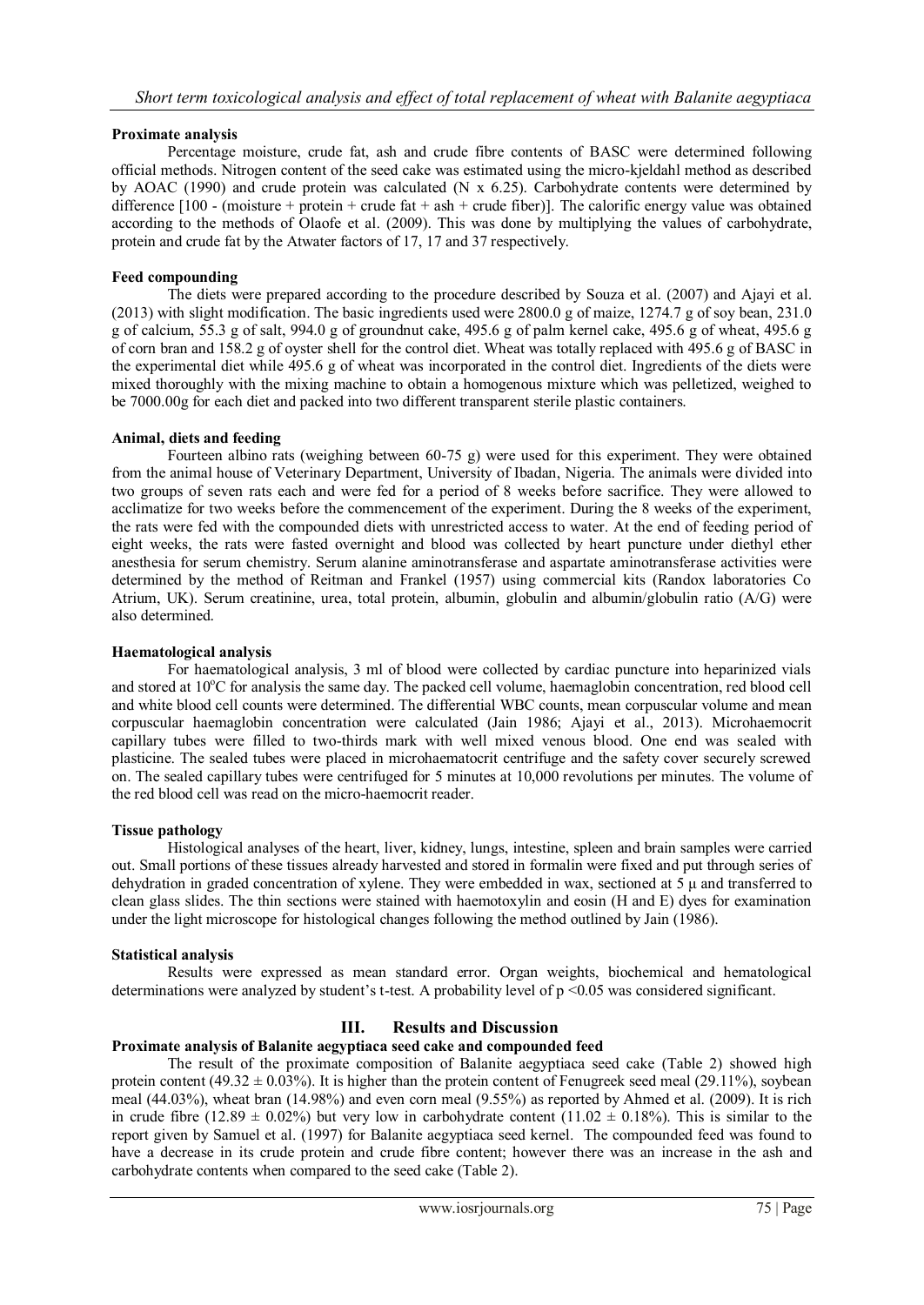**Proximate analysis**

Percentage moisture, crude fat, ash and crude fibre contents of BASC were determined following official methods. Nitrogen content of the seed cake was estimated using the micro-kjeldahl method as described by AOAC (1990) and crude protein was calculated (N x 6.25). Carbohydrate contents were determined by difference [100 - (moisture + protein + crude fat + ash + crude fiber)]. The calorific energy value was obtained according to the methods of Olaofe et al. (2009). This was done by multiplying the values of carbohydrate, protein and crude fat by the Atwater factors of 17, 17 and 37 respectively.

**Feed compounding**

The diets were prepared according to the procedure described by Souza et al. (2007) and Ajayi et al. (2013) with slight modification. The basic ingredients used were 2800.0 g of maize, 1274.7 g of soy bean, 231.0 g of calcium, 55.3 g of salt, 994.0 g of groundnut cake, 495.6 g of palm kernel cake, 495.6 g of wheat, 495.6 g of corn bran and 158.2 g of oyster shell for the control diet. Wheat was totally replaced with 495.6 g of BASC in the experimental diet while 495.6 g of wheat was incorporated in the control diet. Ingredients of the diets were mixed thoroughly with the mixing machine to obtain a homogenous mixture which was pelletized, weighed to be 7000.00g for each diet and packed into two different transparent sterile plastic containers.

**Animal, diets and feeding**

Fourteen albino rats (weighing between 60-75 g) were used for this experiment. They were obtained from the animal house of Veterinary Department, University of Ibadan, Nigeria. The animals were divided into two groups of seven rats each and were fed for a period of 8 weeks before sacrifice. They were allowed to acclimatize for two weeks before the commencement of the experiment. During the 8 weeks of the experiment, the rats were fed with the compounded diets with unrestricted access to water. At the end of feeding period of eight weeks, the rats were fasted overnight and blood was collected by heart puncture under diethyl ether anesthesia for serum chemistry. Serum alanine aminotransferase and aspartate aminotransferase activities were determined by the method of Reitman and Frankel (1957) using commercial kits (Randox laboratories Co Atrium, UK). Serum creatinine, urea, total protein, albumin, globulin and albumin/globulin ratio (A/G) were also determined.

**Haematological analysis**

For haematological analysis, 3 ml of blood were collected by cardiac puncture into heparinized vials and stored at 10°C for analysis the same day. The packed cell volume, haemaglobin concentration, red blood cell and white blood cell counts were determined. The differential WBC counts, mean corpuscular volume and mean corpuscular haemaglobin concentration were calculated (Jain 1986; Ajayi et al., 2013). Microhaemocrit capillary tubes were filled to two-thirds mark with well mixed venous blood. One end was sealed with plasticine. The sealed tubes were placed in microhaematocrit centrifuge and the safety cover securely screwed on. The sealed capillary tubes were centrifuged for 5 minutes at 10,000 revolutions per minutes. The volume of the red blood cell was read on the micro-haemocrit reader.

**Tissue pathology**

Histological analyses of the heart, liver, kidney, lungs, intestine, spleen and brain samples were carried out. Small portions of these tissues already harvested and stored in formalin were fixed and put through series of dehydration in graded concentration of xylene. They were embedded in wax, sectioned at 5 µ and transferred to clean glass slides. The thin sections were stained with haemotoxylin and eosin (H and E) dyes for examination under the light microscope for histological changes following the method outlined by Jain (1986).

**Statistical analysis**

Results were expressed as mean standard error. Organ weights, biochemical and hematological determinations were analyzed by student's t-test. A probability level of $p < 0.05$ was considered significant.

## III. Results and Discussion

**Proximate analysis of Balanite aegyptiaca seed cake and compounded feed**

The result of the proximate composition of Balanite aegyptiaca seed cake (Table 2) showed high protein content (49.32 ± 0.03%). It is higher than the protein content of Fenugreek seed meal (29.11%), soybean meal (44.03%), wheat bran (14.98%) and even corn meal (9.55%) as reported by Ahmed et al. (2009). It is rich in crude fibre (12.89 ± 0.02%) but very low in carbohydrate content (11.02 ± 0.18%). This is similar to the report given by Samuel et al. (1997) for Balanite aegyptiaca seed kernel. The compounded feed was found to have a decrease in its crude protein and crude fibre content; however there was an increase in the ash and carbohydrate contents when compared to the seed cake (Table 2).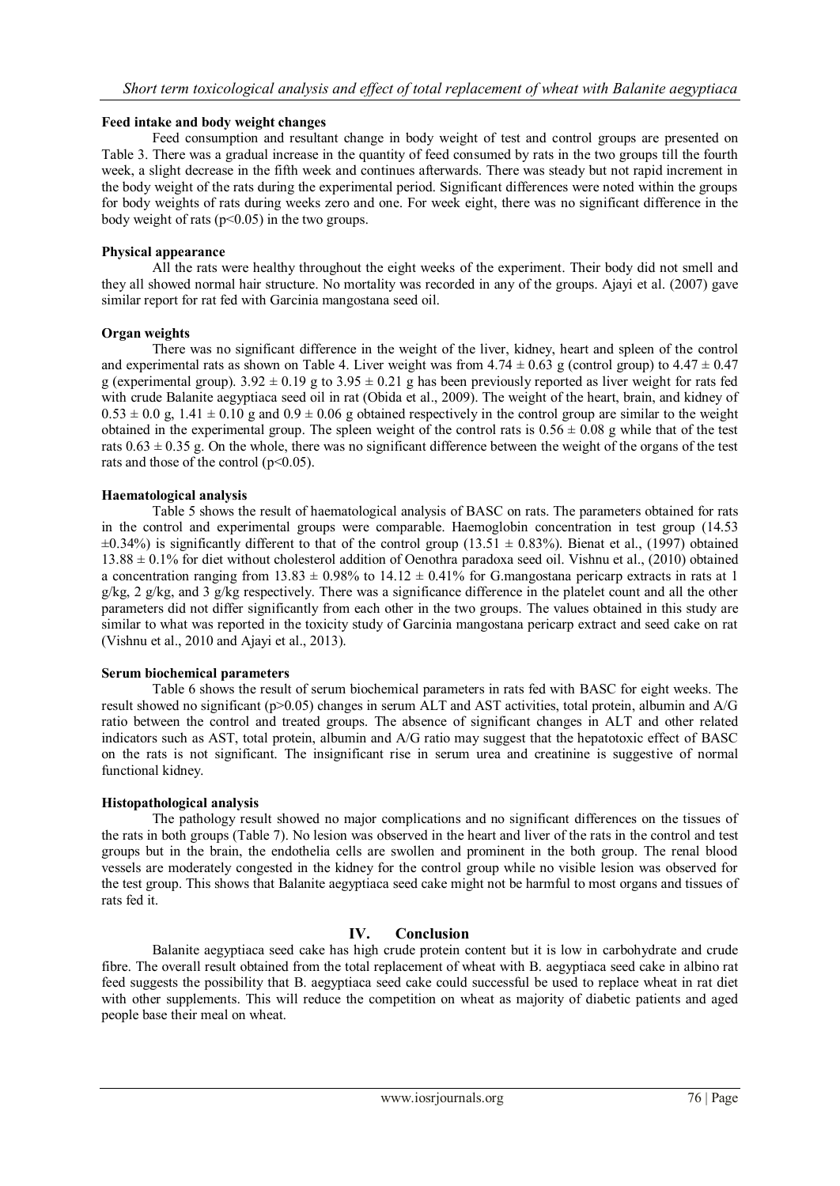**Feed intake and body weight changes**

Feed consumption and resultant change in body weight of test and control groups are presented on Table 3. There was a gradual increase in the quantity of feed consumed by rats in the two groups till the fourth week, a slight decrease in the fifth week and continues afterwards. There was steady but not rapid increment in the body weight of the rats during the experimental period. Significant differences were noted within the groups for body weights of rats during weeks zero and one. For week eight, there was no significant difference in the body weight of rats ($p<0.05$) in the two groups.

**Physical appearance**

All the rats were healthy throughout the eight weeks of the experiment. Their body did not smell and they all showed normal hair structure. No mortality was recorded in any of the groups. Ajayi et al. (2007) gave similar report for rat fed with Garcinia mangostana seed oil.

**Organ weights**

There was no significant difference in the weight of the liver, kidney, heart and spleen of the control and experimental rats as shown on Table 4. Liver weight was from $4.74 \pm 0.63$ g (control group) to $4.47 \pm 0.47$ g (experimental group). $3.92 \pm 0.19$ g to $3.95 \pm 0.21$ g has been previously reported as liver weight for rats fed with crude Balanite aegyptiaca seed oil in rat (Obida et al., 2009). The weight of the heart, brain, and kidney of $0.53 \pm 0.0$ g, $1.41 \pm 0.10$ g and $0.9 \pm 0.06$ g obtained respectively in the control group are similar to the weight obtained in the experimental group. The spleen weight of the control rats is $0.56 \pm 0.08$ g while that of the test rats $0.63 \pm 0.35$ g. On the whole, there was no significant difference between the weight of the organs of the test rats and those of the control ($p<0.05$).

**Haematological analysis**

Table 5 shows the result of haematological analysis of BASC on rats. The parameters obtained for rats in the control and experimental groups were comparable. Haemoglobin concentration in test group ($14.53 \pm 0.34\%$) is significantly different to that of the control group ($13.51 \pm 0.83\%$). Bienat et al., (1997) obtained $13.88 \pm 0.1\%$ for diet without cholesterol addition of Oenothra paradoxa seed oil. Vishnu et al., (2010) obtained a concentration ranging from $13.83 \pm 0.98\%$ to $14.12 \pm 0.41\%$ for G.mangostana pericarp extracts in rats at 1 g/kg, 2 g/kg, and 3 g/kg respectively. There was a significance difference in the platelet count and all the other parameters did not differ significantly from each other in the two groups. The values obtained in this study are similar to what was reported in the toxicity study of Garcinia mangostana pericarp extract and seed cake on rat (Vishnu et al., 2010 and Ajayi et al., 2013).

**Serum biochemical parameters**

Table 6 shows the result of serum biochemical parameters in rats fed with BASC for eight weeks. The result showed no significant ($p>0.05$) changes in serum ALT and AST activities, total protein, albumin and A/G ratio between the control and treated groups. The absence of significant changes in ALT and other related indicators such as AST, total protein, albumin and A/G ratio may suggest that the hepatotoxic effect of BASC on the rats is not significant. The insignificant rise in serum urea and creatinine is suggestive of normal functional kidney.

**Histopathological analysis**

The pathology result showed no major complications and no significant differences on the tissues of the rats in both groups (Table 7). No lesion was observed in the heart and liver of the rats in the control and test groups but in the brain, the endothelia cells are swollen and prominent in the both group. The renal blood vessels are moderately congested in the kidney for the control group while no visible lesion was observed for the test group. This shows that Balanite aegyptiaca seed cake might not be harmful to most organs and tissues of rats fed it.

## IV. Conclusion

Balanite aegyptiaca seed cake has high crude protein content but it is low in carbohydrate and crude fibre. The overall result obtained from the total replacement of wheat with B. aegyptiaca seed cake in albino rat feed suggests the possibility that B. aegyptiaca seed cake could successful be used to replace wheat in rat diet with other supplements. This will reduce the competition on wheat as majority of diabetic patients and aged people base their meal on wheat.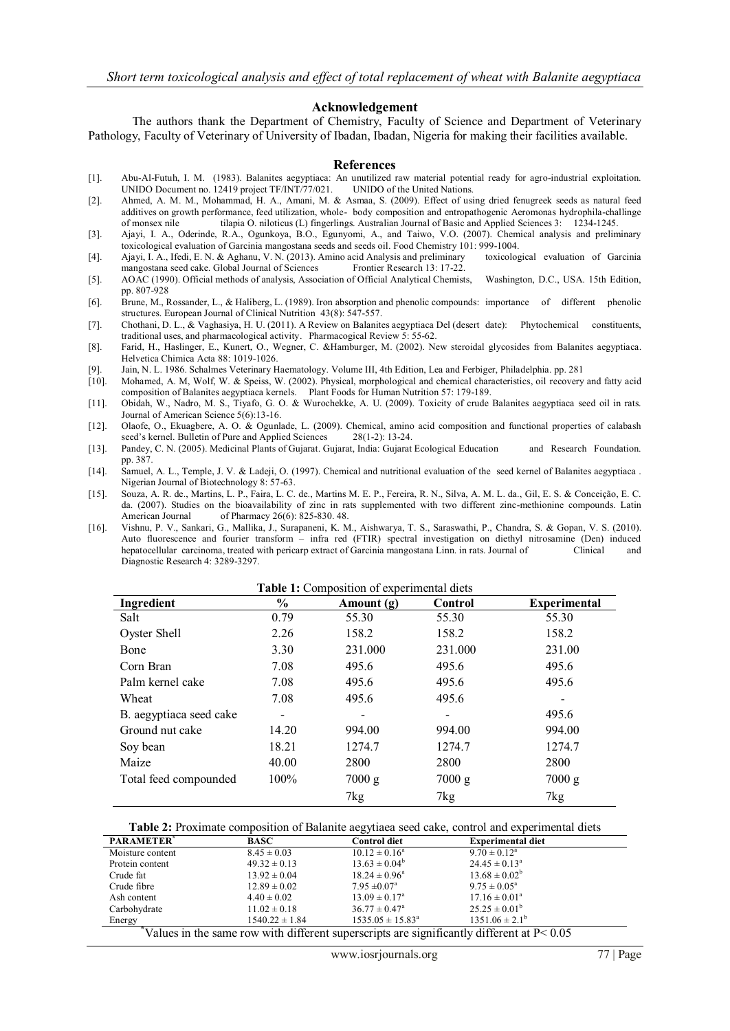## Acknowledgement

The authors thank the Department of Chemistry, Faculty of Science and Department of Veterinary Pathology, Faculty of Veterinary of University of Ibadan, Ibadan, Nigeria for making their facilities available.

## References

[1]. Abu-Al-Futuh, I. M. (1983). Balanites aegyptiaca: An unutilized raw material potential ready for agro-industrial exploitation. UNIDO Document no. 12419 project TF/INT/77/021. UNIDO of the United Nations.

[2]. Ahmed, A. M. M., Mohammad, H. A., Amani, M. & Asmaa, S. (2009). Effect of using dried fenugreek seeds as natural feed additives on growth performance, feed utilization, whole- body composition and entropathogenic Aeromonas hydrophila-challinge of monsex nile tilapia O. niloticus (L) fingerlings. Australian Journal of Basic and Applied Sciences 3: 1234-1245.

[3]. Ajayi, I. A., Oderinde, R.A., Ogunkoya, B.O., Egunyomi, A., and Taiwo, V.O. (2007). Chemical analysis and preliminary toxicological evaluation of Garcinia mangostana seeds and seeds oil. Food Chemistry 101: 999-1004.

[4]. Ajayi, I. A., Ifedi, E. N. & Aghanu, V. N. (2013). Amino acid Analysis and preliminary toxicological evaluation of Garcinia mangostana seed cake. Global Journal of Sciences Frontier Research 13: 17-22.

[5]. AOAC (1990). Official methods of analysis, Association of Official Analytical Chemists, Washington, D.C., USA. 15th Edition, pp. 807-928

[6]. Brune, M., Rossander, L., & Haliberg, L. (1989). Iron absorption and phenolic compounds: importance of different phenolic structures. European Journal of Clinical Nutrition 43(8): 547-557.

[7]. Chothani, D. L., & Vaghasiya, H. U. (2011). A Review on Balanites aegyptiaca Del (desert date): Phytochemical constituents, traditional uses, and pharmacological activity. Pharmacogical Review 5: 55-62.

[8]. Farid, H., Haslinger, E., Kunert, O., Wegner, C. &Hamburger, M. (2002). New steroidal glycosides from Balanites aegyptiaca. Helvetica Chimica Acta 88: 1019-1026.

[9]. Jain, N. L. 1986. Schalmes Veterinary Haematology. Volume III, 4th Edition, Lea and Ferbiger, Philadelphia. pp. 281

[10]. Mohamed, A. M, Wolf, W. & Speiss, W. (2002). Physical, morphological and chemical characteristics, oil recovery and fatty acid composition of Balanites aegyptiaca kernels. Plant Foods for Human Nutrition 57: 179-189.

[11]. Obidah, W., Nadro, M. S., Tiyafo, G. O. & Wurochekke, A. U. (2009). Toxicity of crude Balanites aegyptiaca seed oil in rats. Journal of American Science 5(6):13-16.

[12]. Olaofe, O., Ekuagbere, A. O. & Ogunlade, L. (2009). Chemical, amino acid composition and functional properties of calabash seed's kernel. Bulletin of Pure and Applied Sciences 28(1-2): 13-24.

[13]. Pandey, C. N. (2005). Medicinal Plants of Gujarat. Gujarat, India: Gujarat Ecological Education and Research Foundation. pp. 387.

[14]. Samuel, A. L., Temple, J. V. & Ladeji, O. (1997). Chemical and nutritional evaluation of the seed kernel of Balanites aegyptiaca . Nigerian Journal of Biotechnology 8: 57-63.

[15]. Souza, A. R. de., Martins, L. P., Faira, L. C. de., Martins M. E. P., Fereira, R. N., Silva, A. M. L. da., Gil, E. S. & Conceição, E. C. da. (2007). Studies on the bioavailability of zinc in rats supplemented with two different zinc-methionine compounds. Latin American Journal of Pharmacy 26(6): 825-830. 48.

[16]. Vishnu, P. V., Sankari, G., Mallika, J., Surapaneni, K. M., Aishwarya, T. S., Saraswathi, P., Chandra, S. & Gopan, V. S. (2010). Auto fluorescence and fourier transform – infra red (FTIR) spectral investigation on diethyl nitrosamine (Den) induced hepatocellular carcinoma, treated with pericarp extract of Garcinia mangostana Linn. in rats. Journal of Clinical and Diagnostic Research 4: 3289-3297.

**Table 1:** Composition of experimental diets

| Ingredient | % | Amount (g) | Control | Experimental |
|---|---|---|---|---|
| Salt | 0.79 | 55.30 | 55.30 | 55.30 |
| Oyster Shell | 2.26 | 158.2 | 158.2 | 158.2 |
| Bone | 3.30 | 231.000 | 231.000 | 231.00 |
| Corn Bran | 7.08 | 495.6 | 495.6 | 495.6 |
| Palm kernel cake | 7.08 | 495.6 | 495.6 | 495.6 |
| Wheat | 7.08 | 495.6 | 495.6 | - |
| B. aegyptiaca seed cake | - | - | - | 495.6 |
| Ground nut cake | 14.20 | 994.00 | 994.00 | 994.00 |
| Soy bean | 18.21 | 1274.7 | 1274.7 | 1274.7 |
| Maize | 40.00 | 2800 | 2800 | 2800 |
| Total feed compounded | 100% | 7000 g | 7000 g | 7000 g |
| | | 7kg | 7kg | 7kg |

**Table 2:** Proximate composition of Balanite aegytiaea seed cake, control and experimental diets

| PARAMETER* | BASC | Control diet | Experimental diet |
|---|---|---|---|
| Moisture content | $8.45 \pm 0.03$ | $10.12 \pm 0.16^a$ | $9.70 \pm 0.12^a$ |
| Protein content | $49.32 \pm 0.13$ | $13.63 \pm 0.04^b$ | $24.45 \pm 0.13^a$ |
| Crude fat | $13.92 \pm 0.04$ | $18.24 \pm 0.96^a$ | $13.68 \pm 0.02^b$ |
| Crude fibre | $12.89 \pm 0.02$ | $7.95 \pm 0.07^a$ | $9.75 \pm 0.05^a$ |
| Ash content | $4.40 \pm 0.02$ | $13.09 \pm 0.17^a$ | $17.16 \pm 0.01^a$ |
| Carbohydrate | $11.02 \pm 0.18$ | $36.77 \pm 0.47^a$ | $25.25 \pm 0.01^b$ |
| Energy | $1540.22 \pm 1.84$ | $1535.05 \pm 15.83^a$ | $1351.06 \pm 2.1^b$ |

*Values in the same row with different superscripts are significantly different at $P < 0.05$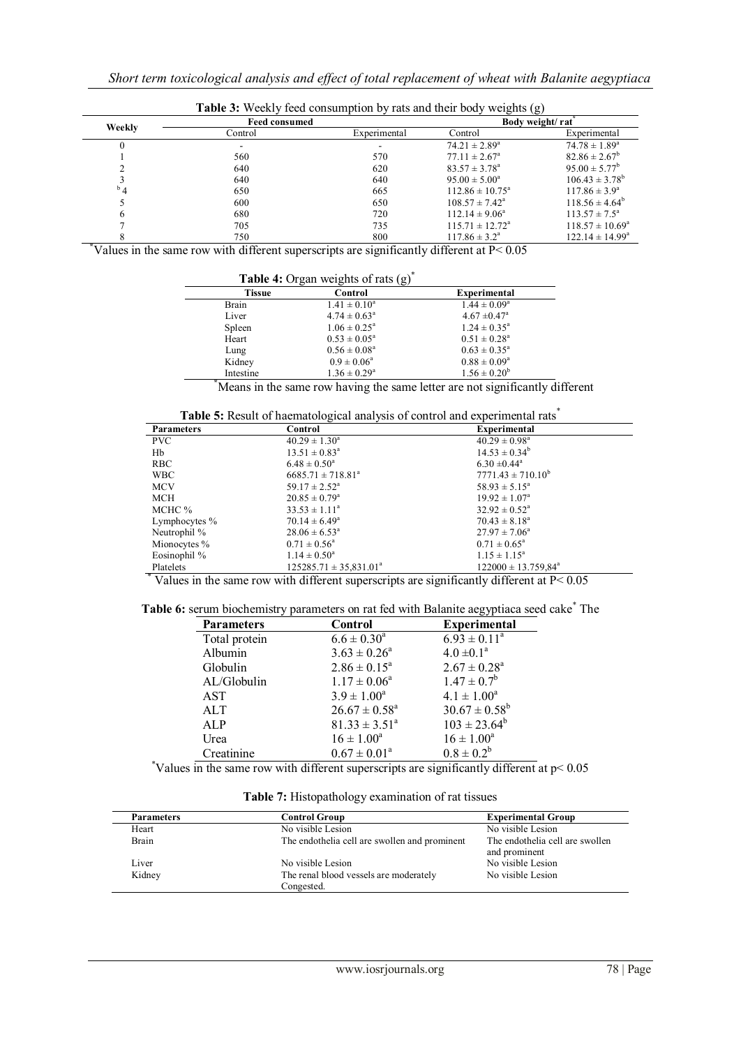**Table 3:** Weekly feed consumption by rats and their body weights (g)

| Weekly | Feed consumed | | Body weight/ rat* | |
|---|---|---|---|---|
| | Control | Experimental | Control | Experimental |
| 0 | - | - | $74.21 \pm 2.89^a$ | $74.78 \pm 1.89^a$ |
| 1 | 560 | 570 | $77.11 \pm 2.67^a$ | $82.86 \pm 2.67^b$ |
| 2 | 640 | 620 | $83.57 \pm 3.78^a$ | $95.00 \pm 5.77^b$ |
| 3 | 640 | 640 | $95.00 \pm 5.00^a$ | $106.43 \pm 3.78^b$ |
| $^b$4 | 650 | 665 | $112.86 \pm 10.75^a$ | $117.86 \pm 3.9^a$ |
| 5 | 600 | 650 | $108.57 \pm 7.42^a$ | $118.56 \pm 4.64^b$ |
| 6 | 680 | 720 | $112.14 \pm 9.06^a$ | $113.57 \pm 7.5^a$ |
| 7 | 705 | 735 | $115.71 \pm 12.72^a$ | $118.57 \pm 10.69^a$ |
| 8 | 750 | 800 | $117.86 \pm 3.2^a$ | $122.14 \pm 14.99^a$ |

*Values in the same row with different superscripts are significantly different at $P < 0.05$

**Table 4:** Organ weights of rats (g)*

| Tissue | Control | Experimental |
|---|---|---|
| Brain | $1.41 \pm 0.10^a$ | $1.44 \pm 0.09^a$ |
| Liver | $4.74 \pm 0.63^a$ | $4.67 \pm 0.47^a$ |
| Spleen | $1.06 \pm 0.25^a$ | $1.24 \pm 0.35^a$ |
| Heart | $0.53 \pm 0.05^a$ | $0.51 \pm 0.28^a$ |
| Lung | $0.56 \pm 0.08^a$ | $0.63 \pm 0.35^a$ |
| Kidney | $0.9 \pm 0.06^a$ | $0.88 \pm 0.09^a$ |
| Intestine | $1.36 \pm 0.29^a$ | $1.56 \pm 0.20^b$ |

*Means in the same row having the same letter are not significantly different

**Table 5:** Result of haematological analysis of control and experimental rats*

| Parameters | Control | Experimental |
|---|---|---|
| PVC | $40.29 \pm 1.30^a$ | $40.29 \pm 0.98^a$ |
| Hb | $13.51 \pm 0.83^a$ | $14.53 \pm 0.34^b$ |
| RBC | $6.48 \pm 0.50^a$ | $6.30 \pm 0.44^a$ |
| WBC | $6685.71 \pm 718.81^a$ | $7771.43 \pm 710.10^b$ |
| MCV | $59.17 \pm 2.52^a$ | $58.93 \pm 5.15^a$ |
| MCH | $20.85 \pm 0.79^a$ | $19.92 \pm 1.07^a$ |
| MCHC % | $33.53 \pm 1.11^a$ | $32.92 \pm 0.52^a$ |
| Lymphocytes % | $70.14 \pm 6.49^a$ | $70.43 \pm 8.18^a$ |
| Neutrophil % | $28.06 \pm 6.53^a$ | $27.97 \pm 7.06^a$ |
| Mionocytes % | $0.71 \pm 0.56^a$ | $0.71 \pm 0.65^a$ |
| Eosinophil % | $1.14 \pm 0.50^a$ | $1.15 \pm 1.15^a$ |
| Platelets | $125285.71 \pm 35{,}831.01^a$ | $122000 \pm 13.759{,}84^a$ |

*Values in the same row with different superscripts are significantly different at $P < 0.05$

**Table 6:** serum biochemistry parameters on rat fed with Balanite aegyptiaca seed cake* The

| Parameters | Control | Experimental |
|---|---|---|
| Total protein | $6.6 \pm 0.30^a$ | $6.93 \pm 0.11^a$ |
| Albumin | $3.63 \pm 0.26^a$ | $4.0 \pm 0.1^a$ |
| Globulin | $2.86 \pm 0.15^a$ | $2.67 \pm 0.28^a$ |
| AL/Globulin | $1.17 \pm 0.06^a$ | $1.47 \pm 0.7^b$ |
| AST | $3.9 \pm 1.00^a$ | $4.1 \pm 1.00^a$ |
| ALT | $26.67 \pm 0.58^a$ | $30.67 \pm 0.58^b$ |
| ALP | $81.33 \pm 3.51^a$ | $103 \pm 23.64^b$ |
| Urea | $16 \pm 1.00^a$ | $16 \pm 1.00^a$ |
| Creatinine | $0.67 \pm 0.01^a$ | $0.8 \pm 0.2^b$ |

*Values in the same row with different superscripts are significantly different at $p < 0.05$

**Table 7:** Histopathology examination of rat tissues

| Parameters | Control Group | Experimental Group |
|---|---|---|
| Heart | No visible Lesion | No visible Lesion |
| Brain | The endothelia cell are swollen and prominent | The endothelia cell are swollen and prominent |
| Liver | No visible Lesion | No visible Lesion |
| Kidney | The renal blood vessels are moderately Congested. | No visible Lesion |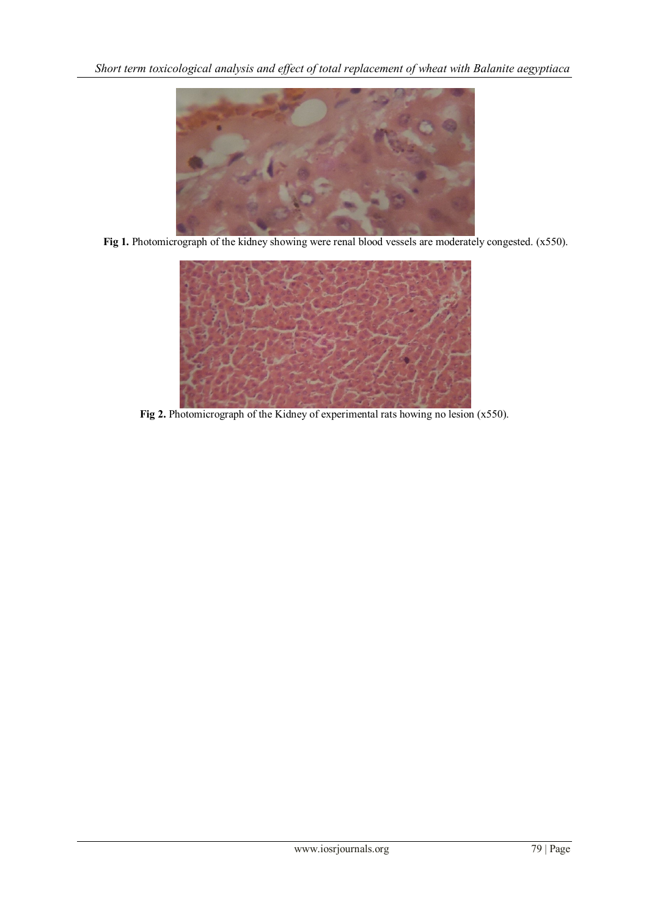**Fig 1.** Photomicrograph of the kidney showing were renal blood vessels are moderately congested. (x550).

**Fig 2.** Photomicrograph of the Kidney of experimental rats howing no lesion (x550).